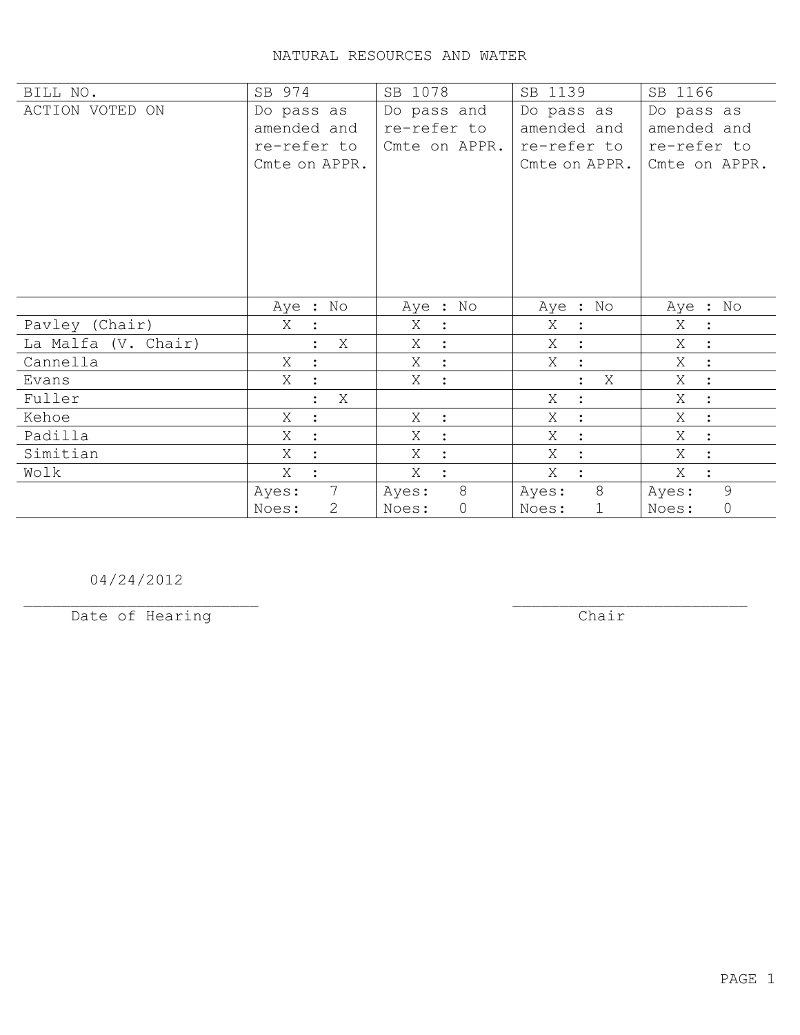# NATURAL RESOURCES AND WATER

| BILL NO. | SB 974 | SB 1078 | SB 1139 | SB 1166 |
|---|---|---|---|---|
| ACTION VOTED ON | Do pass as amended and re-refer to Cmte on APPR. | Do pass and re-refer to Cmte on APPR. | Do pass as amended and re-refer to Cmte on APPR. | Do pass as amended and re-refer to Cmte on APPR. |
| | Aye : No | Aye : No | Aye : No | Aye : No |
| Pavley (Chair) | X : | X : | X : | X : |
| La Malfa (V. Chair) | : X | X : | X : | X : |
| Cannella | X : | X : | X : | X : |
| Evans | X : | X : | : X | X : |
| Fuller | : X | | X : | X : |
| Kehoe | X : | X : | X : | X : |
| Padilla | X : | X : | X : | X : |
| Simitian | X : | X : | X : | X : |
| Wolk | X : | X : | X : | X : |
| | Ayes: 7<br>Noes: 2 | Ayes: 8<br>Noes: 0 | Ayes: 8<br>Noes: 1 | Ayes: 9<br>Noes: 0 |

04/24/2012
_________________________
Date of Hearing

_________________________
Chair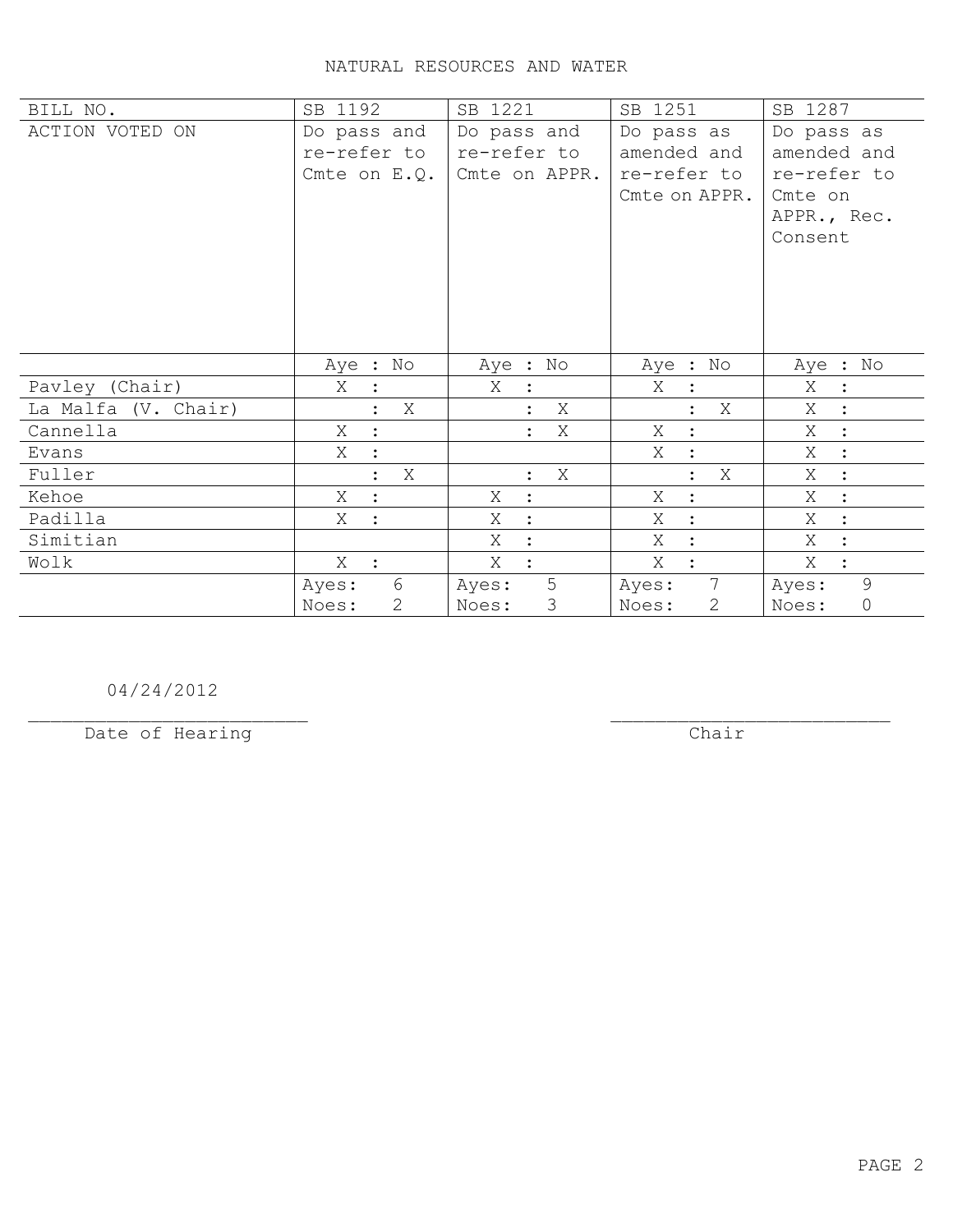# NATURAL RESOURCES AND WATER

| BILL NO. | SB 1192 | SB 1221 | SB 1251 | SB 1287 |
|---|---|---|---|---|
| ACTION VOTED ON | Do pass and re-refer to Cmte on E.Q. | Do pass and re-refer to Cmte on APPR. | Do pass as amended and re-refer to Cmte on APPR. | Do pass as amended and re-refer to Cmte on APPR., Rec. Consent |
| | Aye : No | Aye : No | Aye : No | Aye : No |
| Pavley (Chair) | X : | X : | X : | X : |
| La Malfa (V. Chair) | : X | : X | : X | X : |
| Cannella | X : | : X | X : | X : |
| Evans | X : | | X : | X : |
| Fuller | : X | : X | : X | X : |
| Kehoe | X : | X : | X : | X : |
| Padilla | X : | X : | X : | X : |
| Simitian | | X : | X : | X : |
| Wolk | X : | X : | X : | X : |
| | Ayes: 6<br>Noes: 2 | Ayes: 5<br>Noes: 3 | Ayes: 7<br>Noes: 2 | Ayes: 9<br>Noes: 0 |

04/24/2012
________________________
Date of Hearing

________________________
Chair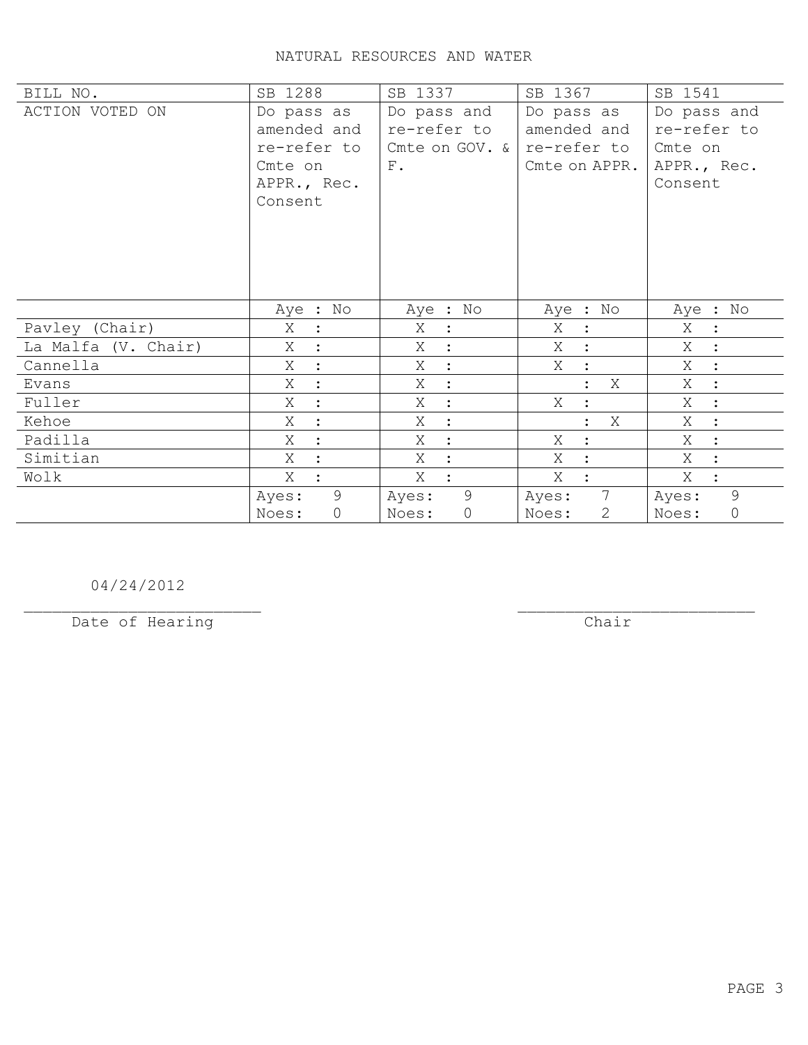# NATURAL RESOURCES AND WATER

| BILL NO. | SB 1288 | SB 1337 | SB 1367 | SB 1541 |
|---|---|---|---|---|
| ACTION VOTED ON | Do pass as amended and re-refer to Cmte on APPR., Rec. Consent | Do pass and re-refer to Cmte on GOV. & F. | Do pass as amended and re-refer to Cmte on APPR. | Do pass and re-refer to Cmte on APPR., Rec. Consent |
| | Aye : No | Aye : No | Aye : No | Aye : No |
| Pavley (Chair) | X : | X : | X : | X : |
| La Malfa (V. Chair) | X : | X : | X : | X : |
| Cannella | X : | X : | X : | X : |
| Evans | X : | X : | : X | X : |
| Fuller | X : | X : | X : | X : |
| Kehoe | X : | X : | : X | X : |
| Padilla | X : | X : | X : | X : |
| Simitian | X : | X : | X : | X : |
| Wolk | X : | X : | X : | X : |
| | Ayes: 9<br>Noes: 0 | Ayes: 9<br>Noes: 0 | Ayes: 7<br>Noes: 2 | Ayes: 9<br>Noes: 0 |

04/24/2012
________________________
Date of Hearing

________________________
Chair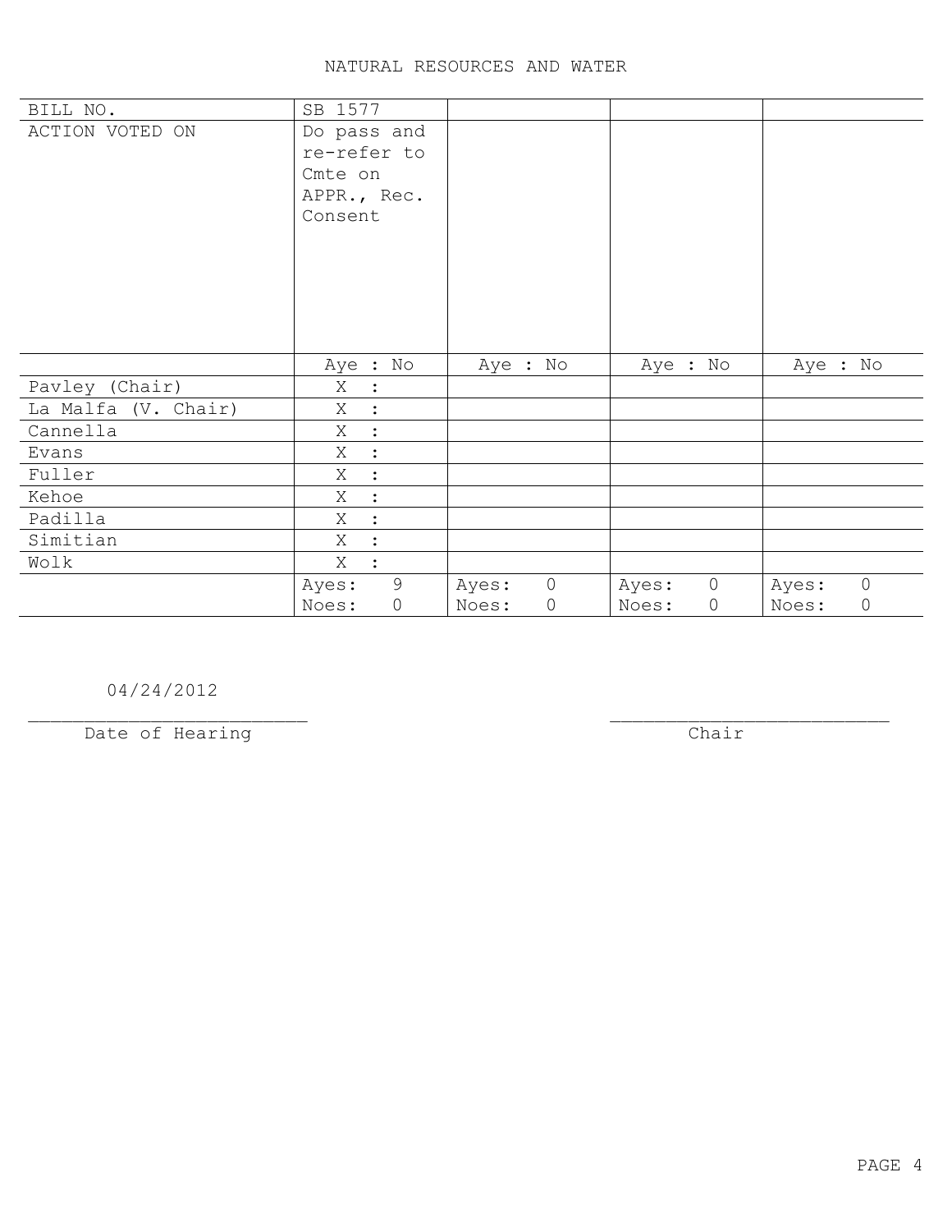# NATURAL RESOURCES AND WATER

| BILL NO. | SB 1577 | | | |
|---|---|---|---|---|
| ACTION VOTED ON | Do pass and re-refer to Cmte on APPR., Rec. Consent | | | |
| | Aye : No | Aye : No | Aye : No | Aye : No |
| Pavley (Chair) | X : | | | |
| La Malfa (V. Chair) | X : | | | |
| Cannella | X : | | | |
| Evans | X : | | | |
| Fuller | X : | | | |
| Kehoe | X : | | | |
| Padilla | X : | | | |
| Simitian | X : | | | |
| Wolk | X : | | | |
| | Ayes: 9 Noes: 0 | Ayes: 0 Noes: 0 | Ayes: 0 Noes: 0 | Ayes: 0 Noes: 0 |

04/24/2012
_________________________
Date of Hearing

_________________________
Chair